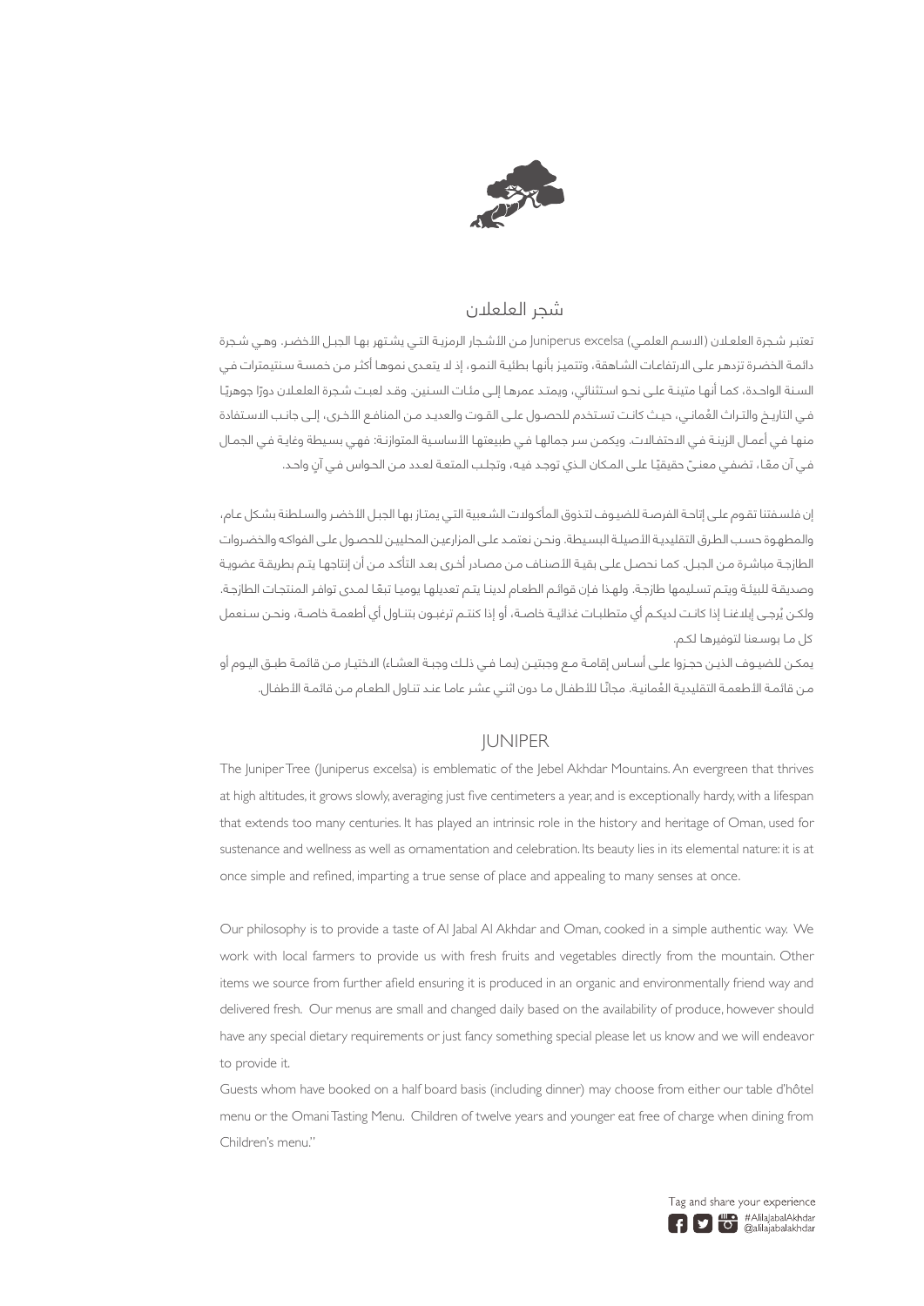## شجر العلعلان

تعتبر شجرة العلعلان (الاسم العلمي) Juniperus excelsa من الأشجار الرمزية التي يشتهر بها الجبل الأخضر. وهي شجرة دائمة الخضرة تزدهر على الارتفاعات الشاهقة، وتتميز بأنها بطيئة النمو، إذ لا يتعدى نموها أكثر من خمسة سنتيمترات في السنة الواحدة، كما أنها متينة على نحو استثنائي، ويمتد عمرها إلى مئات السنين. وقد لعبت شجرة العلعلان دورًا جوهريًا في التاريخ والتراث العُماني، حيث كانت تستخدم للحصول على القوت والعديد من المنافع الأخرى، إلى جانب الاستفادة منها في أعمال الزينة في الاحتفالات. ويكمن سر جمالها في طبيعتها الأساسية المتوازنة: فهي بسيطة وغاية في الجمال في آن معًا، تضفي معنىً حقيقيًا على المكان الذي توجد فيه، وتجلب المتعة لعدد من الحواس في آنٍ واحد.

إن فلسفتنا تقوم على إتاحة الفرصة للضيوف لتذوق المأكولات الشعبية التي يمتاز بها الجبل الأخضر والسلطنة بشكل عام، والمطهوة حسب الطرق التقليدية الأصيلة البسيطة. ونحن نعتمد على المزارعين المحليين للحصول على الفواكه والخضروات الطازجة مباشرة من الجبل. كما نحصل على بقية الأصناف من مصادر أخرى بعد التأكد من أن إنتاجها يتم بطريقة عضوية وصديقة للبيئة ويتم تسليمها طازجة. ولهذا فإن قوائم الطعام لدينا يتم تعديلها يوميا تبعًا لمدى توافر المنتجات الطازجة. ولكن يُرجى إبلاغنا إذا كانت لديكم أي متطلبات غذائية خاصة، أو إذا كنتم ترغبون بتناول أي أطعمة خاصة، ونحن سنعمل كل ما بوسعنا لتوفيرها لكم.

يمكن للضيوف الذين حجزوا على أساس إقامة مع وجبتين (بما في ذلك وجبة العشاء) الاختيار من قائمة طبق اليوم أو من قائمة الأطعمة التقليدية العُمانية. مجانًا للأطفال ما دون اثني عشر عاما عند تناول الطعام من قائمة الأطفال.

## JUNIPER

The Juniper Tree (Juniperus excelsa) is emblematic of the Jebel Akhdar Mountains. An evergreen that thrives at high altitudes, it grows slowly, averaging just five centimeters a year, and is exceptionally hardy, with a lifespan that extends too many centuries. It has played an intrinsic role in the history and heritage of Oman, used for sustenance and wellness as well as ornamentation and celebration. Its beauty lies in its elemental nature: it is at once simple and refined, imparting a true sense of place and appealing to many senses at once.

Our philosophy is to provide a taste of Al Jabal Al Akhdar and Oman, cooked in a simple authentic way. We work with local farmers to provide us with fresh fruits and vegetables directly from the mountain. Other items we source from further afield ensuring it is produced in an organic and environmentally friend way and delivered fresh. Our menus are small and changed daily based on the availability of produce, however should have any special dietary requirements or just fancy something special please let us know and we will endeavor to provide it.

Guests whom have booked on a half board basis (including dinner) may choose from either our table d'hôtel menu or the Omani Tasting Menu. Children of twelve years and younger eat free of charge when dining from Children's menu."

Tag and share your experience
#AlilaJabalAkhdar
@alilajabalakhdar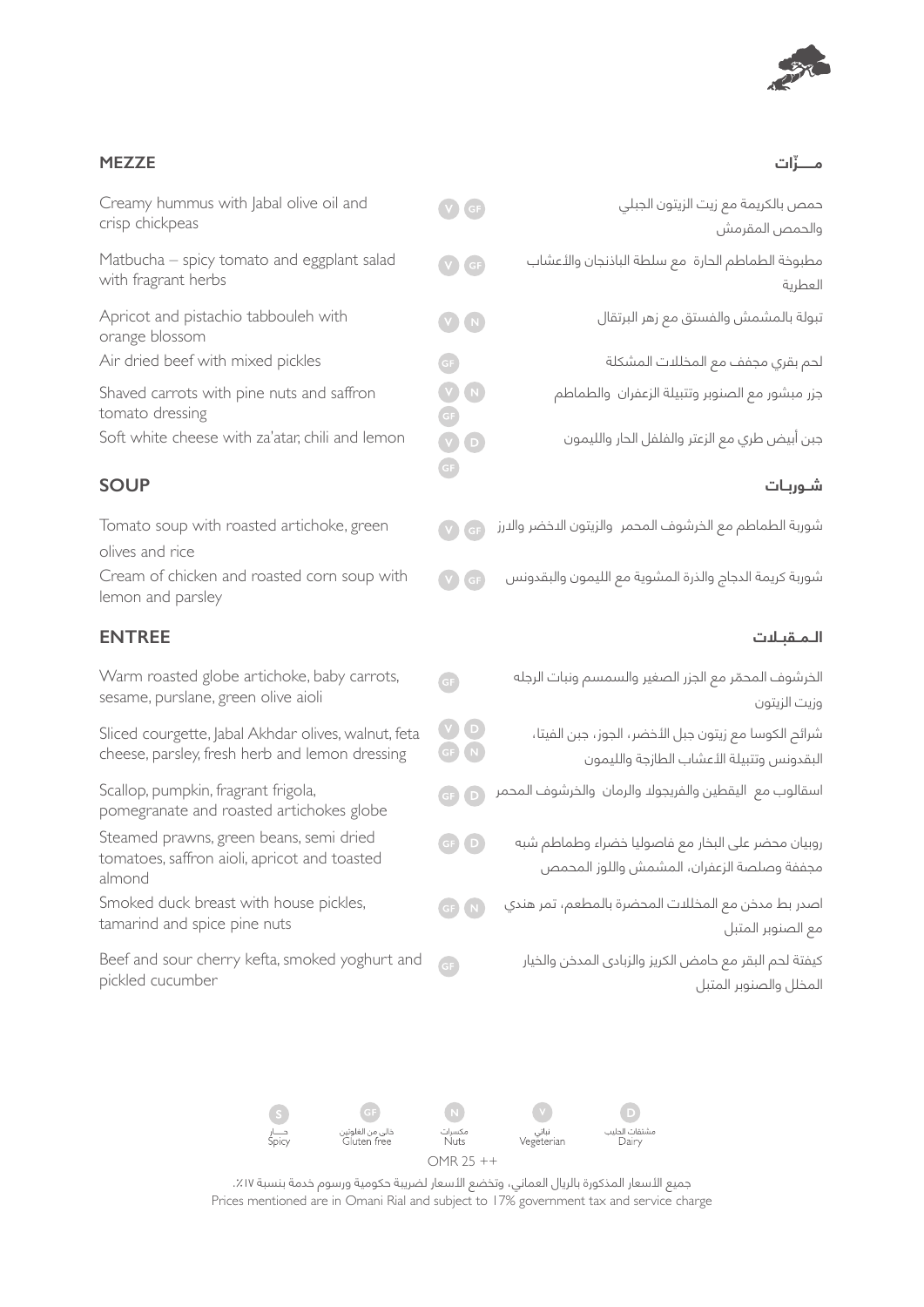## MEZZE — مــزّات

| English | Dietary | Arabic |
|---|---|---|
| Creamy hummus with Jabal olive oil and crisp chickpeas | V GF | حمص بالكريمة مع زيت الزيتون الجبلي والحمص المقرمش |
| Matbucha – spicy tomato and eggplant salad with fragrant herbs | V GF | مطبوخة الطماطم الحارة مع سلطة الباذنجان والأعشاب العطرية |
| Apricot and pistachio tabbouleh with orange blossom | V N | تبولة بالمشمش والفستق مع زهر البرتقال |
| Air dried beef with mixed pickles | GF | لحم بقري مجفف مع المخللات المشكلة |
| Shaved carrots with pine nuts and saffron tomato dressing | V N GF | جزر مبشور مع الصنوبر وتتبيلة الزعفران والطماطم |
| Soft white cheese with za'atar, chili and lemon | V D GF | جبن أبيض طري مع الزعتر والفلفل الحار والليمون |

## SOUP — شـوربـات

| English | Dietary | Arabic |
|---|---|---|
| Tomato soup with roasted artichoke, green olives and rice | V GF | شوربة الطماطم مع الخرشوف المحمر والزيتون الاخضر والارز |
| Cream of chicken and roasted corn soup with lemon and parsley | V GF | شوربة كريمة الدجاج والذرة المشوية مع الليمون والبقدونس |

## ENTREE — الـمـقـبـلات

| English | Dietary | Arabic |
|---|---|---|
| Warm roasted globe artichoke, baby carrots, sesame, purslane, green olive aioli | GF | الخرشوف المحمّر مع الجزر الصغير والسمسم ونبات الرجله وزيت الزيتون |
| Sliced courgette, Jabal Akhdar olives, walnut, feta cheese, parsley, fresh herb and lemon dressing | V D GF N | شرائح الكوسا مع زيتون جبل الأخضر، الجوز، جبن الفيتا، البقدونس وتتبيلة الأعشاب الطازجة والليمون |
| Scallop, pumpkin, fragrant frigola, pomegranate and roasted artichokes globe | GF D | اسقالوب مع اليقطين والفريجولا والرمان والخرشوف المحمر |
| Steamed prawns, green beans, semi dried tomatoes, saffron aioli, apricot and toasted almond | GF D | روبيان محضر على البخار مع فاصوليا خضراء وطماطم شبه مجففة وصلصة الزعفران، المشمش واللوز المحمص |
| Smoked duck breast with house pickles, tamarind and spice pine nuts | GF N | اصدر بط مدخن مع المخللات المحضرة بالمطعم، تمر هندي مع الصنوبر المتبل |
| Beef and sour cherry kefta, smoked yoghurt and pickled cucumber | GF | كيفتة لحم البقر مع حامض الكريز والزبادى المدخن والخيار المخلل والصنوبر المتبل |

S حـــار Spicy | GF خالي من الغلوتين Gluten free | N مكسرات Nuts | V نباتي Vegeterian | D مشتقات الحليب Dairy

OMR 25 ++

جميع الأسعار المذكورة بالريال العماني، وتخضع الأسعار لضريبة حكومية ورسوم خدمة بنسبة ١٧٪.

Prices mentioned are in Omani Rial and subject to 17% government tax and service charge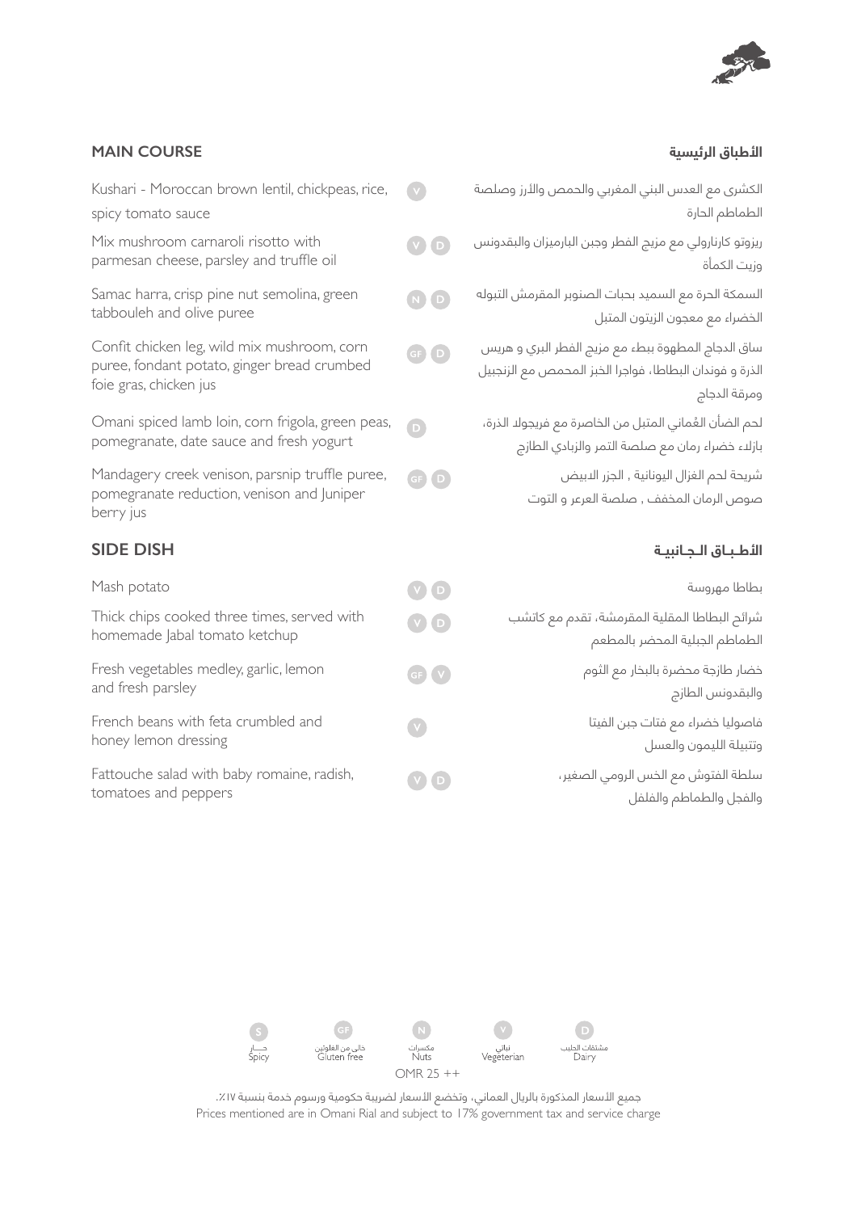## MAIN COURSE

## الأطباق الرئيسية

| | | |
|---|---|---|
| Kushari - Moroccan brown lentil, chickpeas, rice, spicy tomato sauce | V | الكشرى مع العدس البني المغربي والحمص والأرز وصلصة الطماطم الحارة |
| Mix mushroom carnaroli risotto with parmesan cheese, parsley and truffle oil | V D | ريزوتو كارنارولي مع مزيج الفطر وجبن البارميزان والبقدونس وزيت الكمأة |
| Samac harra, crisp pine nut semolina, green tabbouleh and olive puree | N D | السمكة الحرة مع السميد بحبات الصنوبر المقرمش التبوله الخضراء مع معجون الزيتون المتبل |
| Confit chicken leg, wild mix mushroom, corn puree, fondant potato, ginger bread crumbed foie gras, chicken jus | GF D | ساق الدجاج المطهوة ببطء مع مزيج الفطر البري و هريس الذرة و فوندان البطاطا، فواجرا الخبز المحمص مع الزنجبيل ومرقة الدجاج |
| Omani spiced lamb loin, corn frigola, green peas, pomegranate, date sauce and fresh yogurt | D | لحم الضأن العُماني المتبل من الخاصرة مع فريجولا الذرة، بازلاء خضراء رمان مع صلصة التمر والزبادي الطازج |
| Mandagery creek venison, parsnip truffle puree, pomegranate reduction, venison and Juniper berry jus | GF D | شريحة لحم الغزال اليونانية , الجزر الابيض صوص الرمان المخفف , صلصة العرعر و التوت |

## SIDE DISH

## الأطـبـاق الـجـانبيـة

| | | |
|---|---|---|
| Mash potato | V D | بطاطا مهروسة |
| Thick chips cooked three times, served with homemade Jabal tomato ketchup | V D | شرائح البطاطا المقلية المقرمشة، تقدم مع كاتشب الطماطم الجبلية المحضر بالمطعم |
| Fresh vegetables medley, garlic, lemon and fresh parsley | GF V | خضار طازجة محضرة بالبخار مع الثوم والبقدونس الطازج |
| French beans with feta crumbled and honey lemon dressing | V | فاصوليا خضراء مع فتات جبن الفيتا وتتبيلة الليمون والعسل |
| Fattouche salad with baby romaine, radish, tomatoes and peppers | V D | سلطة الفتوش مع الخس الرومي الصغير، والفجل والطماطم والفلفل |

S حـــار Spicy
GF خالي من الغلوتين Gluten free
N مكسرات Nuts
V نباتي Vegeterian
D مشتقات الحليب Dairy

OMR 25 ++

جميع الأسعار المذكورة بالريال العماني، وتخضع الأسعار لضريبة حكومية ورسوم خدمة بنسبة ١٧٪.

Prices mentioned are in Omani Rial and subject to 17% government tax and service charge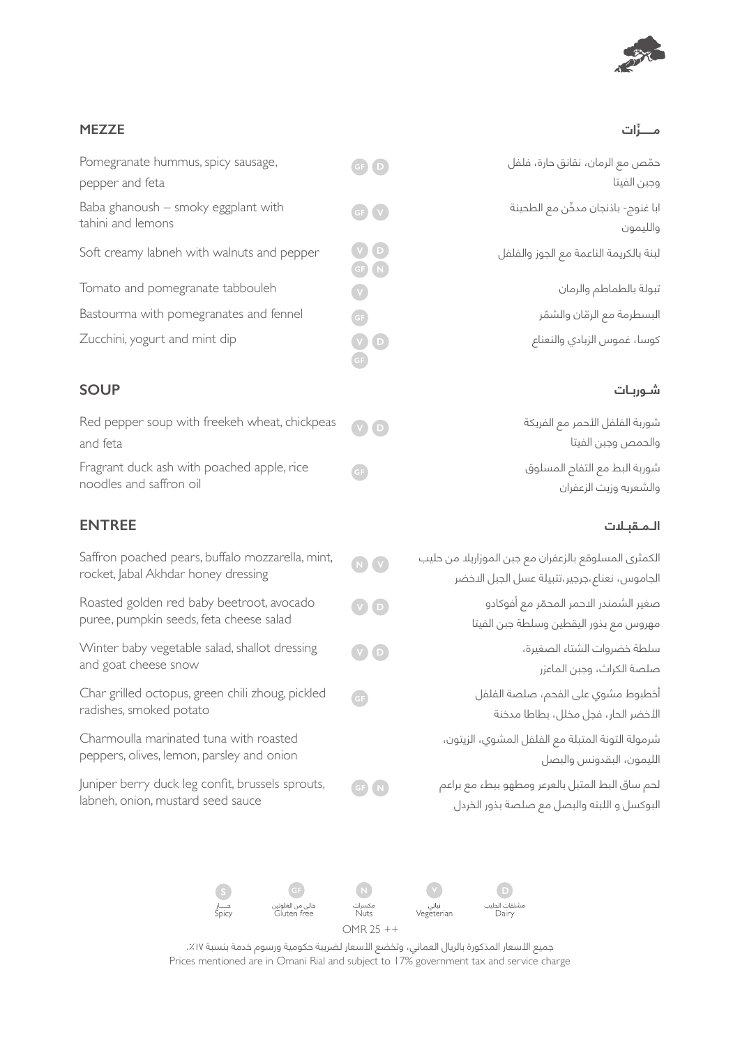## MEZZE

## مـــزّات

| | | |
|---|---|---|
| Pomegranate hummus, spicy sausage, pepper and feta | GF D | حمّص مع الرمان، نقانق حارة، فلفل وجبن الفيتا |
| Baba ghanoush – smoky eggplant with tahini and lemons | GF V | ابا غنوج- باذنجان مدخّن مع الطحينة والليمون |
| Soft creamy labneh with walnuts and pepper | V D GF N | لبنة بالكريمة الناعمة مع الجوز والفلفل |
| Tomato and pomegranate tabbouleh | V | تبولة بالطماطم والرمان |
| Bastourma with pomegranates and fennel | GF | البسطرمة مع الرمّان والشمّر |
| Zucchini, yogurt and mint dip | V D GF | كوسا، غموس الزبادي والنعناع |

## SOUP

## شـوربـات

| | | |
|---|---|---|
| Red pepper soup with freekeh wheat, chickpeas and feta | V D | شوربة الفلفل الأحمر مع الفريكة والحمص وجبن الفيتا |
| Fragrant duck ash with poached apple, rice noodles and saffron oil | GF | شوربة البط مع التفاح المسلوق والشعريه وزيت الزعفران |

## ENTREE

## الـمـقبـلات

| | | |
|---|---|---|
| Saffron poached pears, buffalo mozzarella, mint, rocket, Jabal Akhdar honey dressing | N V | الكمثرى المسلوقع بالزعفران مع جبن الموزاريلا من حليب الجاموس، نعناع،جرجير،تتبيلة عسل الجبل الاخضر |
| Roasted golden red baby beetroot, avocado puree, pumpkin seeds, feta cheese salad | V D | صغير الشمندر الاحمر المحمّر مع أفوكادو مهروس مع بذور اليقطين وسلطة جبن الفيتا |
| Winter baby vegetable salad, shallot dressing and goat cheese snow | V D | سلطة خضروات الشتاء الصغيرة، صلصة الكراث، وجبن الماعزر |
| Char grilled octopus, green chili zhoug, pickled radishes, smoked potato | GF | أخطبوط مشوي على الفحم، صلصة الفلفل الأخضر الحار، فجل مخلل، بطاطا مدخنة |
| Charmoulla marinated tuna with roasted peppers, olives, lemon, parsley and onion | | شرمولة التونة المتبلة مع الفلفل المشوي، الزيتون، الليمون، البقدونس والبصل |
| Juniper berry duck leg confit, brussels sprouts, labneh, onion, mustard seed sauce | GF N | لحم ساق البط المتبل بالعرعر ومطهو ببطء مع براعم البوكسل و اللبنه والبصل مع صلصة بذور الخردل |

S حـــار Spicy | GF خالي من الغلوتين Gluten free | N مكسرات Nuts | V نباتي Vegeterian | D مشتقات الحليب Dairy

OMR 25 ++

جميع الأسعار المذكورة بالريال العماني، وتخضع الأسعار لضريبة حكومية ورسوم خدمة بنسبة ١٧٪.

Prices mentioned are in Omani Rial and subject to 17% government tax and service charge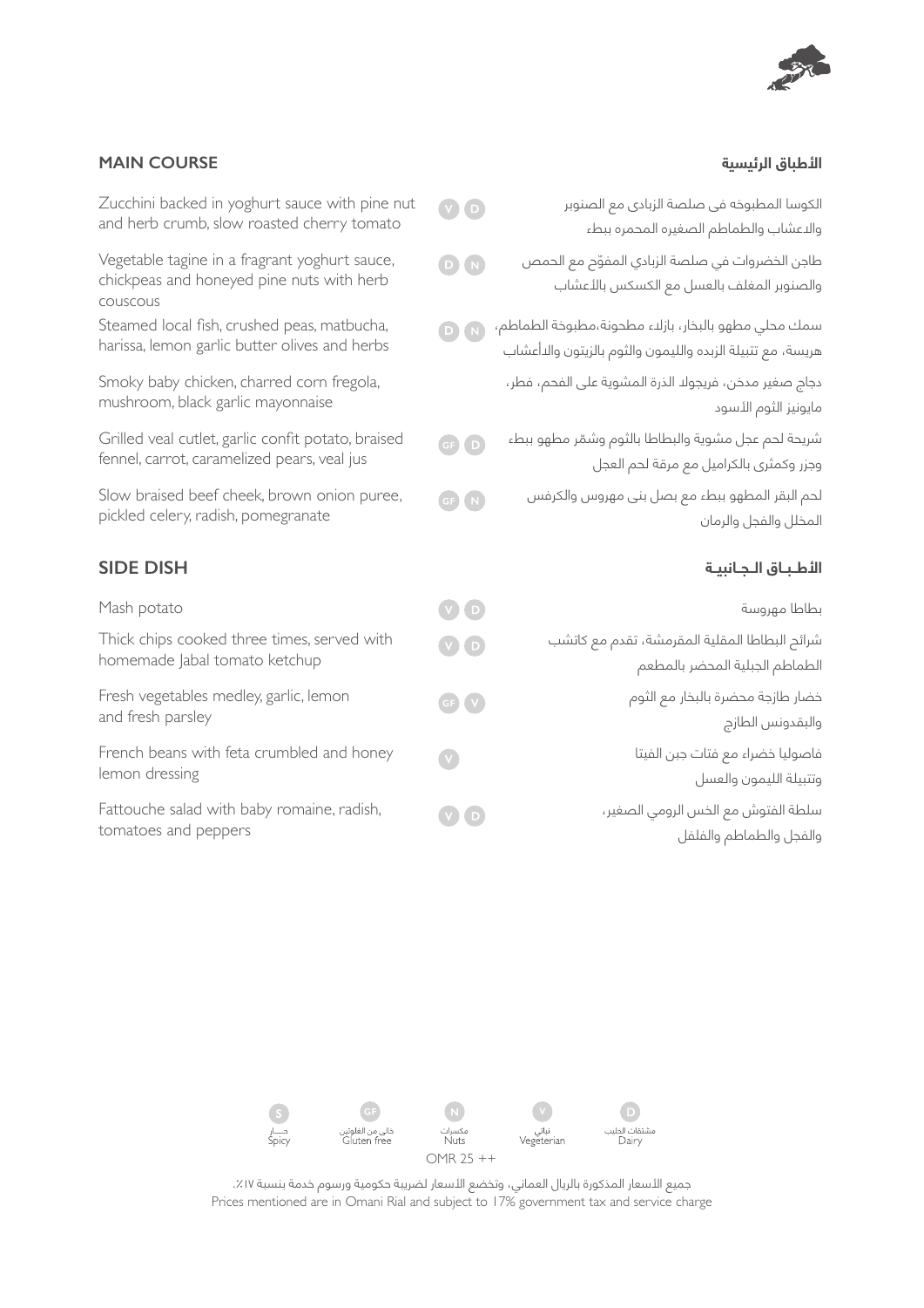## MAIN COURSE

## الأطباق الرئيسية

Zucchini backed in yoghurt sauce with pine nut and herb crumb, slow roasted cherry tomato — V D
الكوسا المطبوخه فى صلصة الزبادى مع الصنوبر والاعشاب والطماطم الصغيره المحمره ببطء

Vegetable tagine in a fragrant yoghurt sauce, chickpeas and honeyed pine nuts with herb couscous — D N
طاجن الخضروات في صلصة الزبادي المفوّح مع الحمص والصنوبر المغلف بالعسل مع الكسكس بالأعشاب

Steamed local fish, crushed peas, matbucha, harissa, lemon garlic butter olives and herbs — D N
سمك محلي مطهو بالبخار، بازلاء مطحونة،مطبوخة الطماطم، هريسة، مع تتبيلة الزبده والليمون والثوم بالزيتون والأعشاب

Smoky baby chicken, charred corn fregola, mushroom, black garlic mayonnaise
دجاج صغير مدخن، فريجولا الذرة المشوية على الفحم، فطر، مايونيز الثوم الأسود

Grilled veal cutlet, garlic confit potato, braised fennel, carrot, caramelized pears, veal jus — GF D
شريحة لحم عجل مشوية والبطاطا بالثوم وشمّر مطهو ببطء وجزر وكمثرى بالكراميل مع مرقة لحم العجل

Slow braised beef cheek, brown onion puree, pickled celery, radish, pomegranate — GF N
لحم البقر المطهو ببطء مع بصل بنى مهروس والكرفس المخلل والفجل والرمان

## SIDE DISH

## الأطـبـاق الـجـانبيـة

Mash potato — V D
بطاطا مهروسة

Thick chips cooked three times, served with homemade Jabal tomato ketchup — V D
شرائح البطاطا المقلية المقرمشة، تقدم مع كاتشب الطماطم الجبلية المحضر بالمطعم

Fresh vegetables medley, garlic, lemon and fresh parsley — GF V
خضار طازجة محضرة بالبخار مع الثوم والبقدونس الطازج

French beans with feta crumbled and honey lemon dressing — V
فاصوليا خضراء مع فتات جبن الفيتا وتتبيلة الليمون والعسل

Fattouche salad with baby romaine, radish, tomatoes and peppers — V D
سلطة الفتوش مع الخس الرومي الصغير، والفجل والطماطم والفلفل

S حـــار Spicy | GF خالي من الغلوتين Gluten free | N مكسرات Nuts | V نباتي Vegeterian | D مشتقات الحليب Dairy

OMR 25 ++

جميع الأسعار المذكورة بالريال العماني، وتخضع الأسعار لضريبة حكومية ورسوم خدمة بنسبة ١٧٪.

Prices mentioned are in Omani Rial and subject to 17% government tax and service charge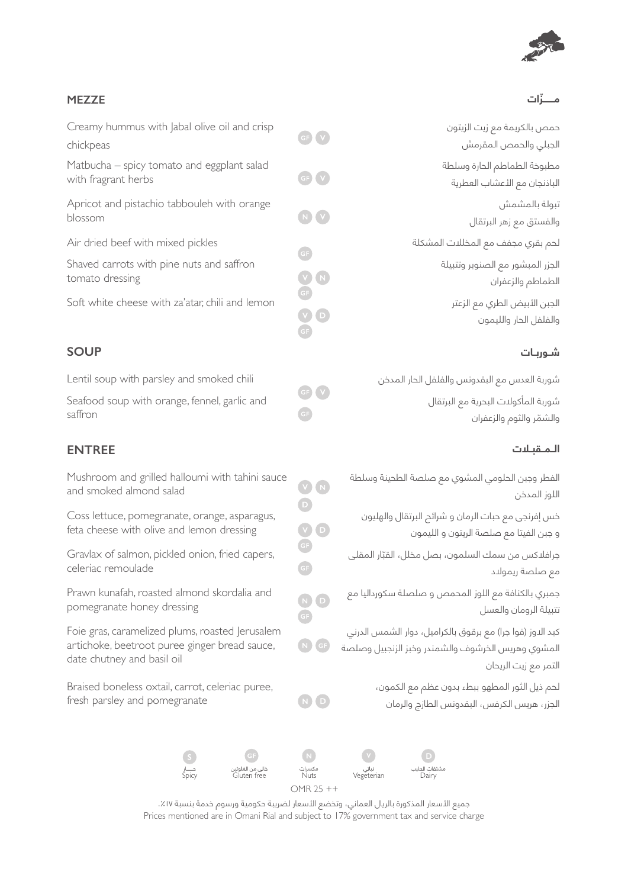## MEZZE

## مـــزّات

| | | |
|---|---|---|
| Creamy hummus with Jabal olive oil and crisp chickpeas | GF V | حمص بالكريمة مع زيت الزيتون الجبلي والحمص المقرمش |
| Matbucha – spicy tomato and eggplant salad with fragrant herbs | GF V | مطبوخة الطماطم الحارة وسلطة الباذنجان مع الأعشاب العطرية |
| Apricot and pistachio tabbouleh with orange blossom | N V | تبولة بالمشمش والفستق مع زهر البرتقال |
| Air dried beef with mixed pickles | GF | لحم بقري مجفف مع المخللات المشكلة |
| Shaved carrots with pine nuts and saffron tomato dressing | V N GF | الجزر المبشور مع الصنوبر وتتبيلة الطماطم والزعفران |
| Soft white cheese with za'atar, chili and lemon | V D GF | الجبن الأبيض الطري مع الزعتر والفلفل الحار والليمون |

## SOUP

## شـوربـات

| | | |
|---|---|---|
| Lentil soup with parsley and smoked chili | GF V | شوربة العدس مع البقدونس والفلفل الحار المدخن |
| Seafood soup with orange, fennel, garlic and saffron | GF | شوربة المأكولات البحرية مع البرتقال والشمّر والثوم والزعفران |

## ENTREE

## الـمـقبـلات

| | | |
|---|---|---|
| Mushroom and grilled halloumi with tahini sauce and smoked almond salad | V N D | الفطر وجبن الحلومي المشوي مع صلصة الطحينة وسلطة اللوز المدخن |
| Coss lettuce, pomegranate, orange, asparagus, feta cheese with olive and lemon dressing | V D GF | خس إفرنجي مع حبات الرمان و شرائح البرتقال والهليون و جبن الفيتا مع صلصة الزيتون و الليمون |
| Gravlax of salmon, pickled onion, fried capers, celeriac remoulade | GF | جرافلاكس من سمك السلمون، بصل مخلل، القبّار المقلى مع صلصة ريمولاد |
| Prawn kunafah, roasted almond skordalia and pomegranate honey dressing | N D GF | جمبري بالكنافة مع اللوز المحمص و صلصة سكورداليا مع تتبيلة الرومان والعسل |
| Foie gras, caramelized plums, roasted Jerusalem artichoke, beetroot puree ginger bread sauce, date chutney and basil oil | N GF | كبد الاوز (فوا جرا) مع برقوق بالكراميل، دوار الشمس الدرني المشوي وهريس الخرشوف والشمندر وخبز الزنجبيل وصلصة التمر مع زيت الريحان |
| Braised boneless oxtail, carrot, celeriac puree, fresh parsley and pomegranate | N D | لحم ذيل الثور المطهو ببطء بدون عظم مع الكمون، الجزر، هريس الكرفس، البقدونس الطازج والرمان |

S حـــار Spicy | GF خالي من الغلوتين Gluten free | N مكسرات Nuts | V نباتي Vegeterian | D مشتقات الحليب Dairy

OMR 25 ++

جميع الأسعار المذكورة بالريال العماني، وتخضع الأسعار لضريبة حكومية ورسوم خدمة بنسبة ١٧٪.

Prices mentioned are in Omani Rial and subject to 17% government tax and service charge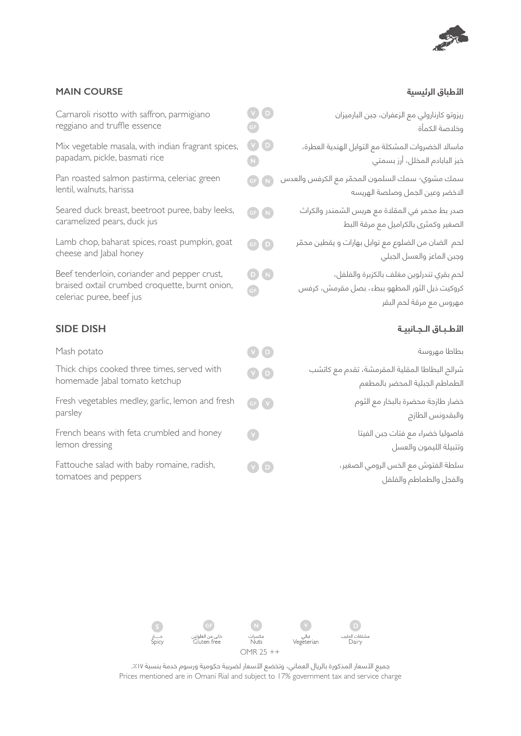## MAIN COURSE

## الأطباق الرئيسية

| | | |
|---|---|---|
| Carnaroli risotto with saffron, parmigiano reggiano and truffle essence | V D GF | ريزوتو كارنارولي مع الزعفران، جبن البارميزان وخلاصة الكمأة |
| Mix vegetable masala, with indian fragrant spices, papadam, pickle, basmati rice | V D N | ماسالا الخضروات المشكلة مع التوابل الهندية العطرة، خبز البابادم المخلل، أرز بسمتي |
| Pan roasted salmon pastirma, celeriac green lentil, walnuts, harissa | GF N | سمك مشوي- سمك السلمون المحمّر مع الكرفس والعدس الاخضر وعين الجمل وصلصة الهريسه |
| Seared duck breast, beetroot puree, baby leeks, caramelized pears, duck jus | GF N | صدر بط محمر في المقلاة مع هريس الشمندر والكراث الصغير وكمثرى بالكراميل مع مرقة االبط |
| Lamb chop, baharat spices, roast pumpkin, goat cheese and Jabal honey | GF D | لحم الضان من الضلوع مع توابل بهارات و يقطين محمّر وجبن الماعز والعسل الجبلي |
| Beef tenderloin, coriander and pepper crust, braised oxtail crumbed croquette, burnt onion, celeriac puree, beef jus | D N GF | لحم بقري تندرلوين مغلف بالكزبرة والفلفل، كروكيت ذيل الثور المطهو ببطء، بصل مقرمش، كرفس مهروس مع مرقة لحم البقر |

## SIDE DISH

## الأطـبـاق الـجـانبيـة

| | | |
|---|---|---|
| Mash potato | V D | بطاطا مهروسة |
| Thick chips cooked three times, served with homemade Jabal tomato ketchup | V D | شرائح البطاطا المقلية المقرمشة، تقدم مع كاتشب الطماطم الجبلية المحضر بالمطعم |
| Fresh vegetables medley, garlic, lemon and fresh parsley | GF V | خضار طازجة محضرة بالبخار مع الثوم والبقدونس الطازج |
| French beans with feta crumbled and honey lemon dressing | V | فاصوليا خضراء مع فتات جبن الفيتا وتتبيلة الليمون والعسل |
| Fattouche salad with baby romaine, radish, tomatoes and peppers | V D | سلطة الفتوش مع الخس الرومي الصغير، والفجل والطماطم والفلفل |

S حـــار Spicy — GF خالي من الغلوتين Gluten free — N مكسرات Nuts — V نباتي Vegeterian — D مشتقات الحليب Dairy

OMR 25 ++

جميع الأسعار المذكورة بالريال العماني، وتخضع الأسعار لضريبة حكومية ورسوم خدمة بنسبة ١٧٪.

Prices mentioned are in Omani Rial and subject to 17% government tax and service charge